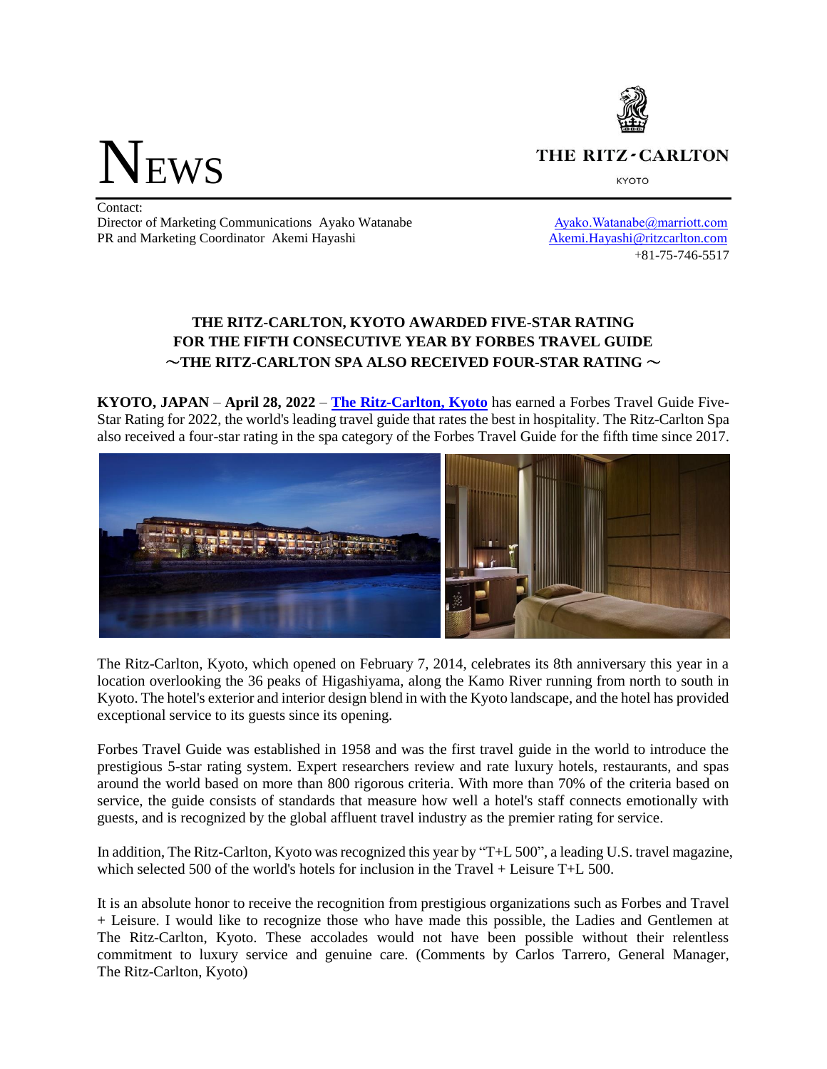# NEWS

THE RITZ-CARLTON

KYOTO

Contact:
Director of Marketing Communications Ayako Watanabe — Ayako.Watanabe@marriott.com
PR and Marketing Coordinator Akemi Hayashi — Akemi.Hayashi@ritzcarlton.com
+81-75-746-5517

## THE RITZ-CARLTON, KYOTO AWARDED FIVE-STAR RATING FOR THE FIFTH CONSECUTIVE YEAR BY FORBES TRAVEL GUIDE
## ～THE RITZ-CARLTON SPA ALSO RECEIVED FOUR-STAR RATING～

**KYOTO, JAPAN** – **April 28, 2022** – **The Ritz-Carlton, Kyoto** has earned a Forbes Travel Guide Five-Star Rating for 2022, the world's leading travel guide that rates the best in hospitality. The Ritz-Carlton Spa also received a four-star rating in the spa category of the Forbes Travel Guide for the fifth time since 2017.

The Ritz-Carlton, Kyoto, which opened on February 7, 2014, celebrates its 8th anniversary this year in a location overlooking the 36 peaks of Higashiyama, along the Kamo River running from north to south in Kyoto. The hotel's exterior and interior design blend in with the Kyoto landscape, and the hotel has provided exceptional service to its guests since its opening.

Forbes Travel Guide was established in 1958 and was the first travel guide in the world to introduce the prestigious 5-star rating system. Expert researchers review and rate luxury hotels, restaurants, and spas around the world based on more than 800 rigorous criteria. With more than 70% of the criteria based on service, the guide consists of standards that measure how well a hotel's staff connects emotionally with guests, and is recognized by the global affluent travel industry as the premier rating for service.

In addition, The Ritz-Carlton, Kyoto was recognized this year by "T+L 500", a leading U.S. travel magazine, which selected 500 of the world's hotels for inclusion in the Travel + Leisure T+L 500.

It is an absolute honor to receive the recognition from prestigious organizations such as Forbes and Travel + Leisure. I would like to recognize those who have made this possible, the Ladies and Gentlemen at The Ritz-Carlton, Kyoto. These accolades would not have been possible without their relentless commitment to luxury service and genuine care. (Comments by Carlos Tarrero, General Manager, The Ritz-Carlton, Kyoto)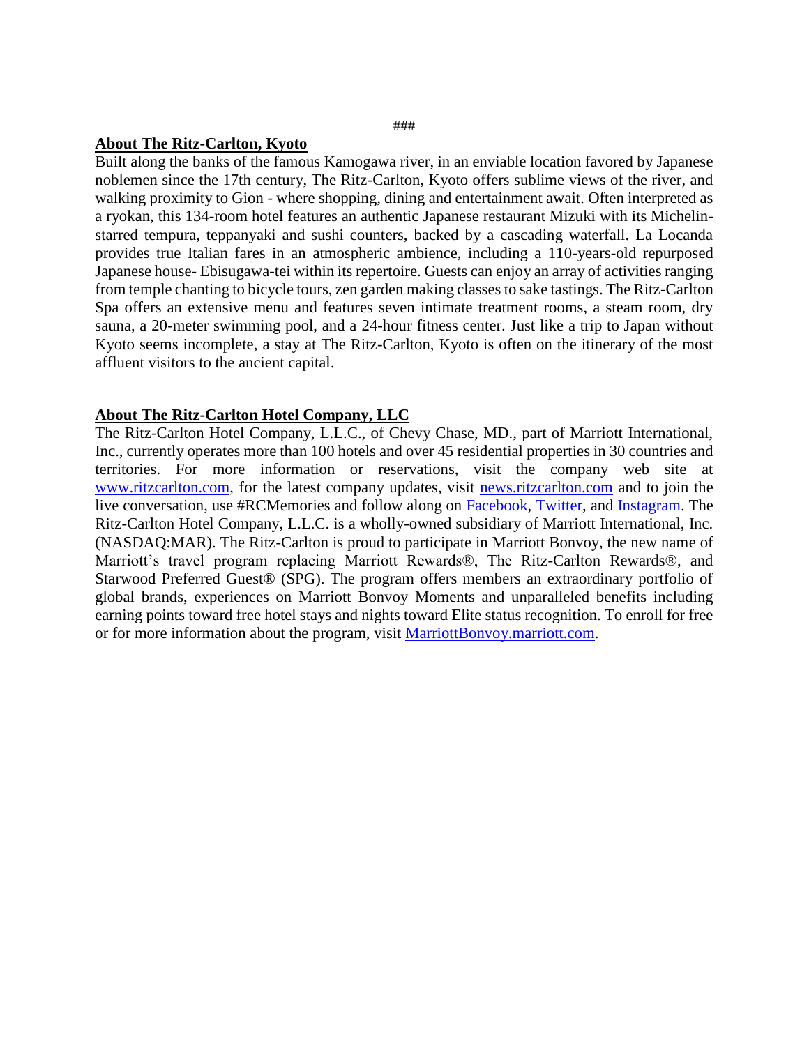###

**About The Ritz-Carlton, Kyoto**

Built along the banks of the famous Kamogawa river, in an enviable location favored by Japanese noblemen since the 17th century, The Ritz-Carlton, Kyoto offers sublime views of the river, and walking proximity to Gion - where shopping, dining and entertainment await. Often interpreted as a ryokan, this 134-room hotel features an authentic Japanese restaurant Mizuki with its Michelin-starred tempura, teppanyaki and sushi counters, backed by a cascading waterfall. La Locanda provides true Italian fares in an atmospheric ambience, including a 110-years-old repurposed Japanese house- Ebisugawa-tei within its repertoire. Guests can enjoy an array of activities ranging from temple chanting to bicycle tours, zen garden making classes to sake tastings. The Ritz-Carlton Spa offers an extensive menu and features seven intimate treatment rooms, a steam room, dry sauna, a 20-meter swimming pool, and a 24-hour fitness center. Just like a trip to Japan without Kyoto seems incomplete, a stay at The Ritz-Carlton, Kyoto is often on the itinerary of the most affluent visitors to the ancient capital.

**About The Ritz-Carlton Hotel Company, LLC**

The Ritz-Carlton Hotel Company, L.L.C., of Chevy Chase, MD., part of Marriott International, Inc., currently operates more than 100 hotels and over 45 residential properties in 30 countries and territories. For more information or reservations, visit the company web site at [www.ritzcarlton.com](http://www.ritzcarlton.com), for the latest company updates, visit [news.ritzcarlton.com](http://news.ritzcarlton.com) and to join the live conversation, use #RCMemories and follow along on Facebook, Twitter, and Instagram. The Ritz-Carlton Hotel Company, L.L.C. is a wholly-owned subsidiary of Marriott International, Inc. (NASDAQ:MAR). The Ritz-Carlton is proud to participate in Marriott Bonvoy, the new name of Marriott's travel program replacing Marriott Rewards®, The Ritz-Carlton Rewards®, and Starwood Preferred Guest® (SPG). The program offers members an extraordinary portfolio of global brands, experiences on Marriott Bonvoy Moments and unparalleled benefits including earning points toward free hotel stays and nights toward Elite status recognition. To enroll for free or for more information about the program, visit [MarriottBonvoy.marriott.com](http://MarriottBonvoy.marriott.com).